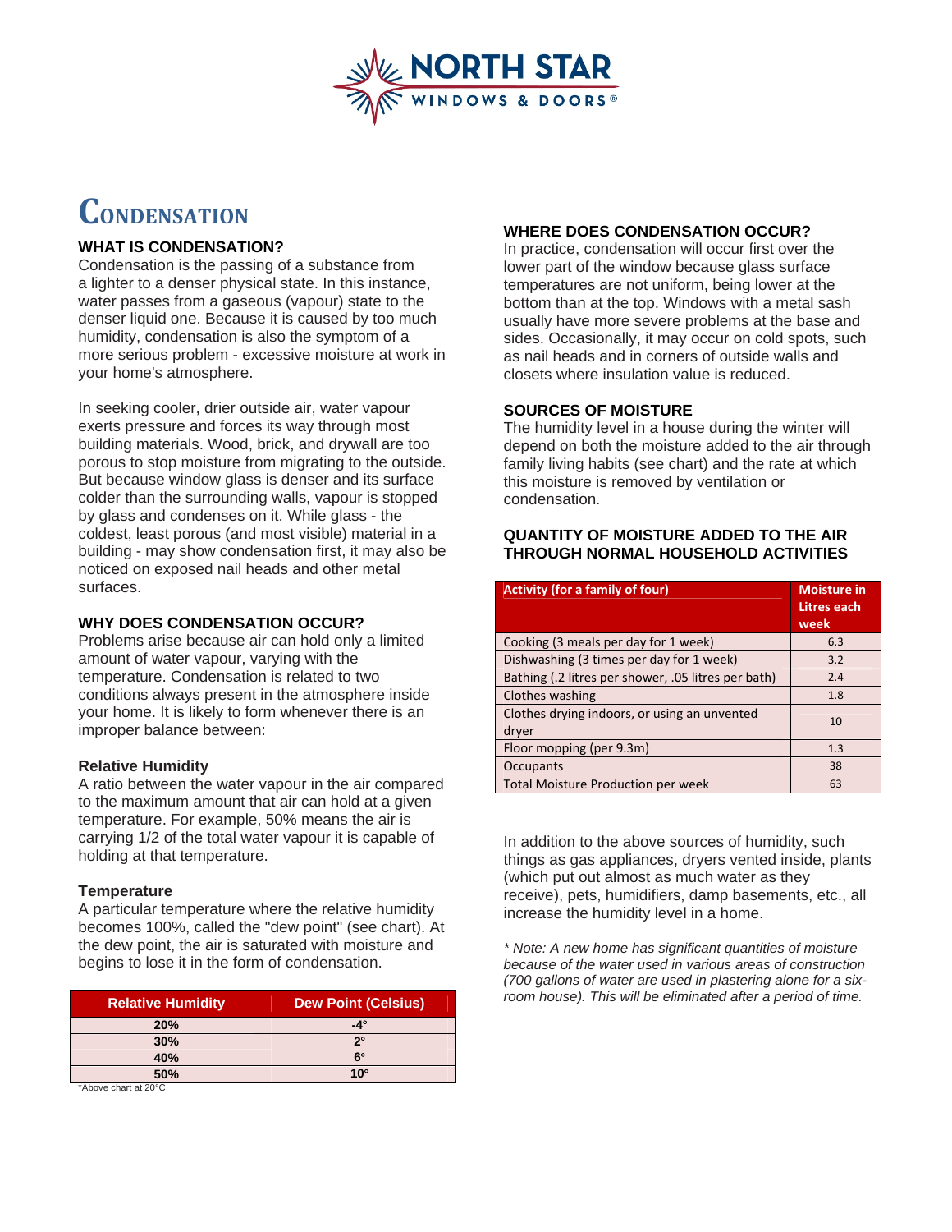# Condensation

## WHAT IS CONDENSATION?

Condensation is the passing of a substance from a lighter to a denser physical state. In this instance, water passes from a gaseous (vapour) state to the denser liquid one. Because it is caused by too much humidity, condensation is also the symptom of a more serious problem - excessive moisture at work in your home's atmosphere.

In seeking cooler, drier outside air, water vapour exerts pressure and forces its way through most building materials. Wood, brick, and drywall are too porous to stop moisture from migrating to the outside. But because window glass is denser and its surface colder than the surrounding walls, vapour is stopped by glass and condenses on it. While glass - the coldest, least porous (and most visible) material in a building - may show condensation first, it may also be noticed on exposed nail heads and other metal surfaces.

## WHY DOES CONDENSATION OCCUR?

Problems arise because air can hold only a limited amount of water vapour, varying with the temperature. Condensation is related to two conditions always present in the atmosphere inside your home. It is likely to form whenever there is an improper balance between:

### Relative Humidity

A ratio between the water vapour in the air compared to the maximum amount that air can hold at a given temperature. For example, 50% means the air is carrying 1/2 of the total water vapour it is capable of holding at that temperature.

### Temperature

A particular temperature where the relative humidity becomes 100%, called the "dew point" (see chart). At the dew point, the air is saturated with moisture and begins to lose it in the form of condensation.

| Relative Humidity | Dew Point (Celsius) |
|---|---|
| 20% | -4° |
| 30% | 2° |
| 40% | 6° |
| 50% | 10° |

*Above chart at 20°C

## WHERE DOES CONDENSATION OCCUR?

In practice, condensation will occur first over the lower part of the window because glass surface temperatures are not uniform, being lower at the bottom than at the top. Windows with a metal sash usually have more severe problems at the base and sides. Occasionally, it may occur on cold spots, such as nail heads and in corners of outside walls and closets where insulation value is reduced.

## SOURCES OF MOISTURE

The humidity level in a house during the winter will depend on both the moisture added to the air through family living habits (see chart) and the rate at which this moisture is removed by ventilation or condensation.

## QUANTITY OF MOISTURE ADDED TO THE AIR THROUGH NORMAL HOUSEHOLD ACTIVITIES

| Activity (for a family of four) | Moisture in Litres each week |
|---|---|
| Cooking (3 meals per day for 1 week) | 6.3 |
| Dishwashing (3 times per day for 1 week) | 3.2 |
| Bathing (.2 litres per shower, .05 litres per bath) | 2.4 |
| Clothes washing | 1.8 |
| Clothes drying indoors, or using an unvented dryer | 10 |
| Floor mopping (per 9.3m) | 1.3 |
| Occupants | 38 |
| Total Moisture Production per week | 63 |

In addition to the above sources of humidity, such things as gas appliances, dryers vented inside, plants (which put out almost as much water as they receive), pets, humidifiers, damp basements, etc., all increase the humidity level in a home.

*\* Note: A new home has significant quantities of moisture because of the water used in various areas of construction (700 gallons of water are used in plastering alone for a six-room house). This will be eliminated after a period of time.*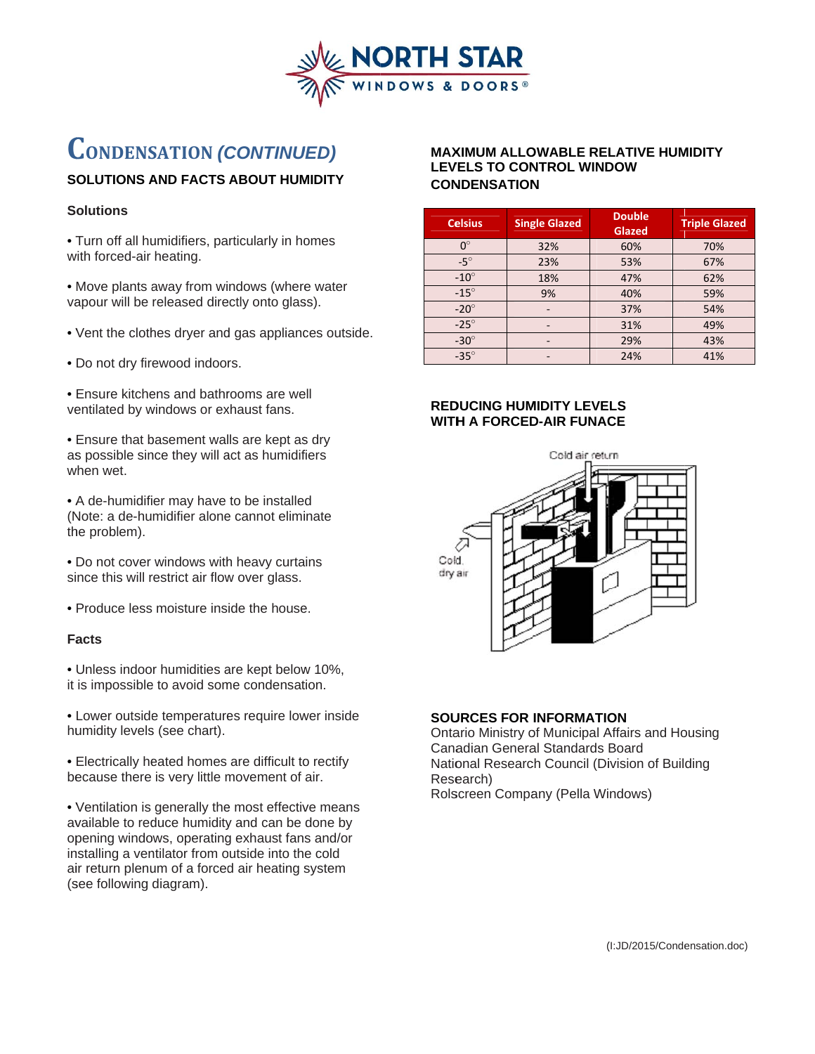# Condensation *(continued)*

## SOLUTIONS AND FACTS ABOUT HUMIDITY

### Solutions

- Turn off all humidifiers, particularly in homes with forced-air heating.
- Move plants away from windows (where water vapour will be released directly onto glass).
- Vent the clothes dryer and gas appliances outside.
- Do not dry firewood indoors.
- Ensure kitchens and bathrooms are well ventilated by windows or exhaust fans.
- Ensure that basement walls are kept as dry as possible since they will act as humidifiers when wet.
- A de-humidifier may have to be installed (Note: a de-humidifier alone cannot eliminate the problem).
- Do not cover windows with heavy curtains since this will restrict air flow over glass.
- Produce less moisture inside the house.

### Facts

- Unless indoor humidities are kept below 10%, it is impossible to avoid some condensation.
- Lower outside temperatures require lower inside humidity levels (see chart).
- Electrically heated homes are difficult to rectify because there is very little movement of air.
- Ventilation is generally the most effective means available to reduce humidity and can be done by opening windows, operating exhaust fans and/or installing a ventilator from outside into the cold air return plenum of a forced air heating system (see following diagram).

## MAXIMUM ALLOWABLE RELATIVE HUMIDITY LEVELS TO CONTROL WINDOW CONDENSATION

| Celsius | Single Glazed | Double Glazed | Triple Glazed |
|---|---|---|---|
| 0° | 32% | 60% | 70% |
| -5° | 23% | 53% | 67% |
| -10° | 18% | 47% | 62% |
| -15° | 9% | 40% | 59% |
| -20° | - | 37% | 54% |
| -25° | - | 31% | 49% |
| -30° | - | 29% | 43% |
| -35° | - | 24% | 41% |

## REDUCING HUMIDITY LEVELS WITH A FORCED-AIR FUNACE

Cold air return

Cold dry air

## SOURCES FOR INFORMATION

Ontario Ministry of Municipal Affairs and Housing
Canadian General Standards Board
National Research Council (Division of Building Research)
Rolscreen Company (Pella Windows)

(I:JD/2015/Condensation.doc)